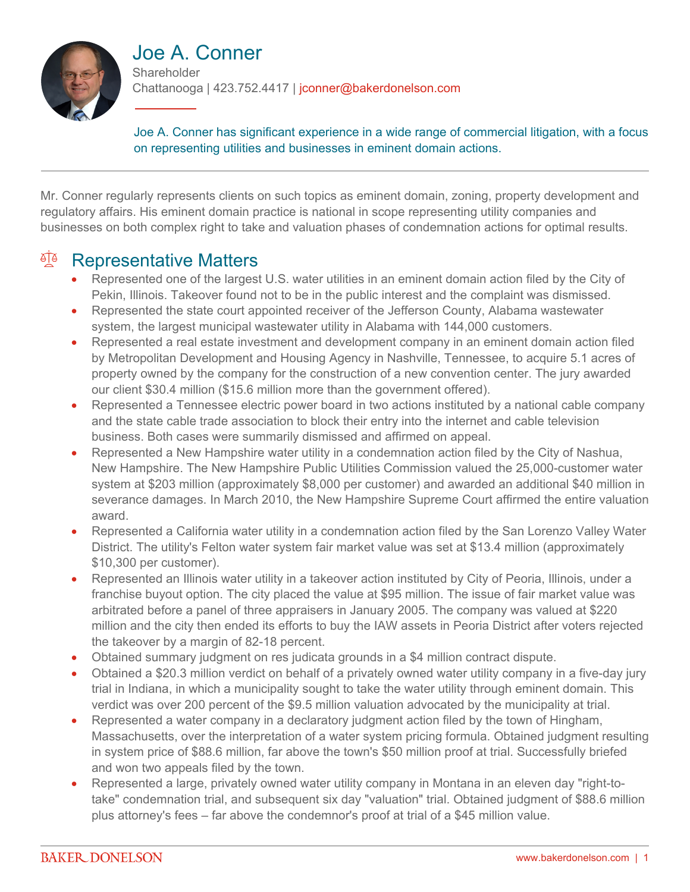# Joe A. Conner

Shareholder

Chattanooga | 423.752.4417 | jconner@bakerdonelson.com

Joe A. Conner has significant experience in a wide range of commercial litigation, with a focus on representing utilities and businesses in eminent domain actions.

---

Mr. Conner regularly represents clients on such topics as eminent domain, zoning, property development and regulatory affairs. His eminent domain practice is national in scope representing utility companies and businesses on both complex right to take and valuation phases of condemnation actions for optimal results.

## Representative Matters

- Represented one of the largest U.S. water utilities in an eminent domain action filed by the City of Pekin, Illinois. Takeover found not to be in the public interest and the complaint was dismissed.
- Represented the state court appointed receiver of the Jefferson County, Alabama wastewater system, the largest municipal wastewater utility in Alabama with 144,000 customers.
- Represented a real estate investment and development company in an eminent domain action filed by Metropolitan Development and Housing Agency in Nashville, Tennessee, to acquire 5.1 acres of property owned by the company for the construction of a new convention center. The jury awarded our client $30.4 million ($15.6 million more than the government offered).
- Represented a Tennessee electric power board in two actions instituted by a national cable company and the state cable trade association to block their entry into the internet and cable television business. Both cases were summarily dismissed and affirmed on appeal.
- Represented a New Hampshire water utility in a condemnation action filed by the City of Nashua, New Hampshire. The New Hampshire Public Utilities Commission valued the 25,000-customer water system at $203 million (approximately $8,000 per customer) and awarded an additional $40 million in severance damages. In March 2010, the New Hampshire Supreme Court affirmed the entire valuation award.
- Represented a California water utility in a condemnation action filed by the San Lorenzo Valley Water District. The utility's Felton water system fair market value was set at $13.4 million (approximately $10,300 per customer).
- Represented an Illinois water utility in a takeover action instituted by City of Peoria, Illinois, under a franchise buyout option. The city placed the value at $95 million. The issue of fair market value was arbitrated before a panel of three appraisers in January 2005. The company was valued at $220 million and the city then ended its efforts to buy the IAW assets in Peoria District after voters rejected the takeover by a margin of 82-18 percent.
- Obtained summary judgment on res judicata grounds in a $4 million contract dispute.
- Obtained a $20.3 million verdict on behalf of a privately owned water utility company in a five-day jury trial in Indiana, in which a municipality sought to take the water utility through eminent domain. This verdict was over 200 percent of the $9.5 million valuation advocated by the municipality at trial.
- Represented a water company in a declaratory judgment action filed by the town of Hingham, Massachusetts, over the interpretation of a water system pricing formula. Obtained judgment resulting in system price of $88.6 million, far above the town's $50 million proof at trial. Successfully briefed and won two appeals filed by the town.
- Represented a large, privately owned water utility company in Montana in an eleven day "right-to-take" condemnation trial, and subsequent six day "valuation" trial. Obtained judgment of $88.6 million plus attorney's fees – far above the condemnor's proof at trial of a $45 million value.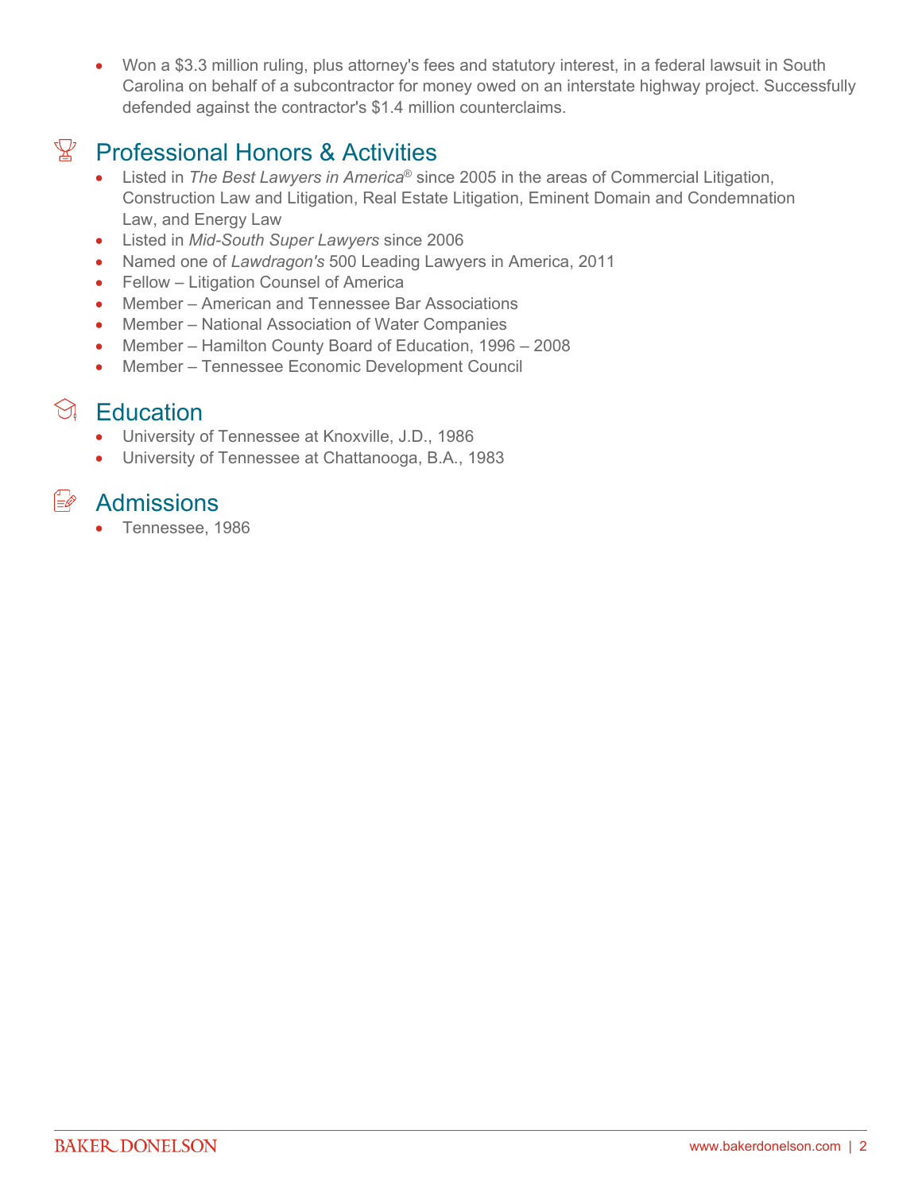- Won a $3.3 million ruling, plus attorney's fees and statutory interest, in a federal lawsuit in South Carolina on behalf of a subcontractor for money owed on an interstate highway project. Successfully defended against the contractor's $1.4 million counterclaims.

## Professional Honors & Activities

- Listed in *The Best Lawyers in America*® since 2005 in the areas of Commercial Litigation, Construction Law and Litigation, Real Estate Litigation, Eminent Domain and Condemnation Law, and Energy Law
- Listed in *Mid-South Super Lawyers* since 2006
- Named one of *Lawdragon's* 500 Leading Lawyers in America, 2011
- Fellow – Litigation Counsel of America
- Member – American and Tennessee Bar Associations
- Member – National Association of Water Companies
- Member – Hamilton County Board of Education, 1996 – 2008
- Member – Tennessee Economic Development Council

## Education

- University of Tennessee at Knoxville, J.D., 1986
- University of Tennessee at Chattanooga, B.A., 1983

## Admissions

- Tennessee, 1986